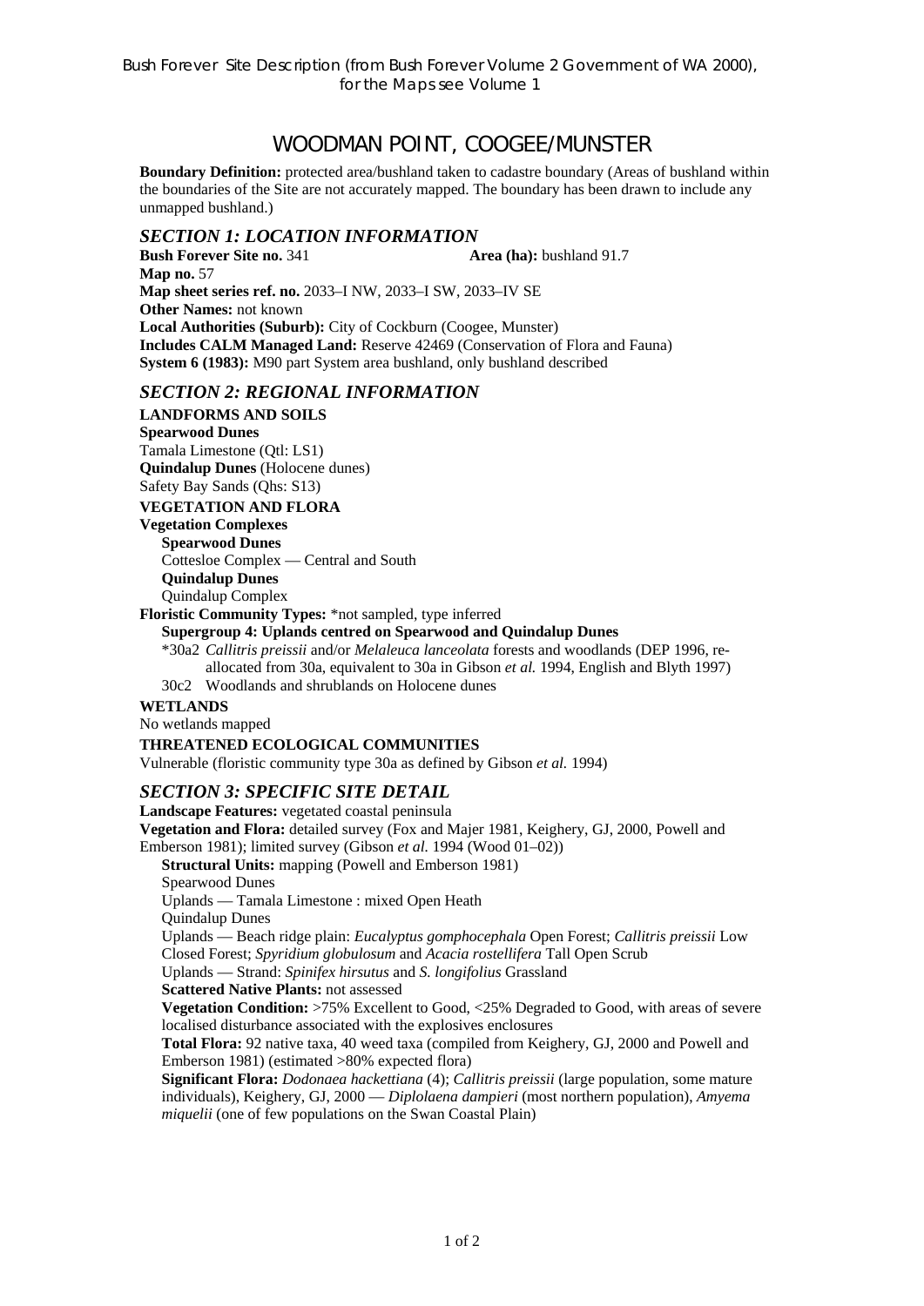Bush Forever Site Description (from Bush Forever Volume 2 Government of WA 2000), for the Maps see Volume 1

# WOODMAN POINT, COOGEE/MUNSTER

**Boundary Definition:** protected area/bushland taken to cadastre boundary (Areas of bushland within the boundaries of the Site are not accurately mapped. The boundary has been drawn to include any unmapped bushland.)

## *SECTION 1: LOCATION INFORMATION*

**Bush Forever Site no.** 341 **Area (ha):** bushland 91.7
**Map no.** 57
**Map sheet series ref. no.** 2033–I NW, 2033–I SW, 2033–IV SE
**Other Names:** not known
**Local Authorities (Suburb):** City of Cockburn (Coogee, Munster)
**Includes CALM Managed Land:** Reserve 42469 (Conservation of Flora and Fauna)
**System 6 (1983):** M90 part System area bushland, only bushland described

## *SECTION 2: REGIONAL INFORMATION*

**LANDFORMS AND SOILS**
**Spearwood Dunes**
Tamala Limestone (Qtl: LS1)
**Quindalup Dunes** (Holocene dunes)
Safety Bay Sands (Qhs: S13)

**VEGETATION AND FLORA**
**Vegetation Complexes**
**Spearwood Dunes**
Cottesloe Complex — Central and South
**Quindalup Dunes**
Quindalup Complex

**Floristic Community Types:** *not sampled, type inferred
**Supergroup 4: Uplands centred on Spearwood and Quindalup Dunes**
*30a2 *Callitris preissii* and/or *Melaleuca lanceolata* forests and woodlands (DEP 1996, re-allocated from 30a, equivalent to 30a in Gibson *et al.* 1994, English and Blyth 1997)
30c2 Woodlands and shrublands on Holocene dunes

**WETLANDS**
No wetlands mapped

**THREATENED ECOLOGICAL COMMUNITIES**
Vulnerable (floristic community type 30a as defined by Gibson *et al.* 1994)

## *SECTION 3: SPECIFIC SITE DETAIL*

**Landscape Features:** vegetated coastal peninsula
**Vegetation and Flora:** detailed survey (Fox and Majer 1981, Keighery, GJ, 2000, Powell and Emberson 1981); limited survey (Gibson *et al.* 1994 (Wood 01–02))
**Structural Units:** mapping (Powell and Emberson 1981)
Spearwood Dunes
Uplands — Tamala Limestone : mixed Open Heath
Quindalup Dunes
Uplands — Beach ridge plain: *Eucalyptus gomphocephala* Open Forest; *Callitris preissii* Low Closed Forest; *Spyridium globulosum* and *Acacia rostellifera* Tall Open Scrub
Uplands — Strand: *Spinifex hirsutus* and *S. longifolius* Grassland
**Scattered Native Plants:** not assessed
**Vegetation Condition:** >75% Excellent to Good, <25% Degraded to Good, with areas of severe localised disturbance associated with the explosives enclosures
**Total Flora:** 92 native taxa, 40 weed taxa (compiled from Keighery, GJ, 2000 and Powell and Emberson 1981) (estimated >80% expected flora)
**Significant Flora:** *Dodonaea hackettiana* (4); *Callitris preissii* (large population, some mature individuals), Keighery, GJ, 2000 — *Diplolaena dampieri* (most northern population), *Amyema miquelii* (one of few populations on the Swan Coastal Plain)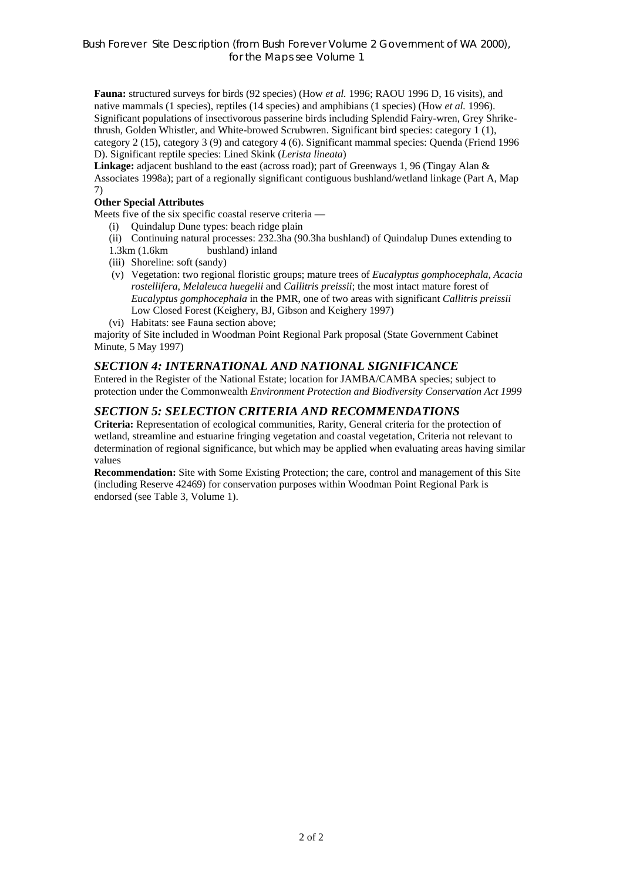**Fauna:** structured surveys for birds (92 species) (How *et al.* 1996; RAOU 1996 D, 16 visits), and native mammals (1 species), reptiles (14 species) and amphibians (1 species) (How *et al.* 1996). Significant populations of insectivorous passerine birds including Splendid Fairy-wren, Grey Shrike-thrush, Golden Whistler, and White-browed Scrubwren. Significant bird species: category 1 (1), category 2 (15), category 3 (9) and category 4 (6). Significant mammal species: Quenda (Friend 1996 D). Significant reptile species: Lined Skink (*Lerista lineata*)

**Linkage:** adjacent bushland to the east (across road); part of Greenways 1, 96 (Tingay Alan & Associates 1998a); part of a regionally significant contiguous bushland/wetland linkage (Part A, Map 7)

**Other Special Attributes**

Meets five of the six specific coastal reserve criteria —

- (i) Quindalup Dune types: beach ridge plain
- (ii) Continuing natural processes: 232.3ha (90.3ha bushland) of Quindalup Dunes extending to 1.3km (1.6km bushland) inland
- (iii) Shoreline: soft (sandy)
- (v) Vegetation: two regional floristic groups; mature trees of *Eucalyptus gomphocephala*, *Acacia rostellifera*, *Melaleuca huegelii* and *Callitris preissii*; the most intact mature forest of *Eucalyptus gomphocephala* in the PMR, one of two areas with significant *Callitris preissii* Low Closed Forest (Keighery, BJ, Gibson and Keighery 1997)
- (vi) Habitats: see Fauna section above;

majority of Site included in Woodman Point Regional Park proposal (State Government Cabinet Minute, 5 May 1997)

## *SECTION 4: INTERNATIONAL AND NATIONAL SIGNIFICANCE*

Entered in the Register of the National Estate; location for JAMBA/CAMBA species; subject to protection under the Commonwealth *Environment Protection and Biodiversity Conservation Act 1999*

## *SECTION 5: SELECTION CRITERIA AND RECOMMENDATIONS*

**Criteria:** Representation of ecological communities, Rarity, General criteria for the protection of wetland, streamline and estuarine fringing vegetation and coastal vegetation, Criteria not relevant to determination of regional significance, but which may be applied when evaluating areas having similar values

**Recommendation:** Site with Some Existing Protection; the care, control and management of this Site (including Reserve 42469) for conservation purposes within Woodman Point Regional Park is endorsed (see Table 3, Volume 1).